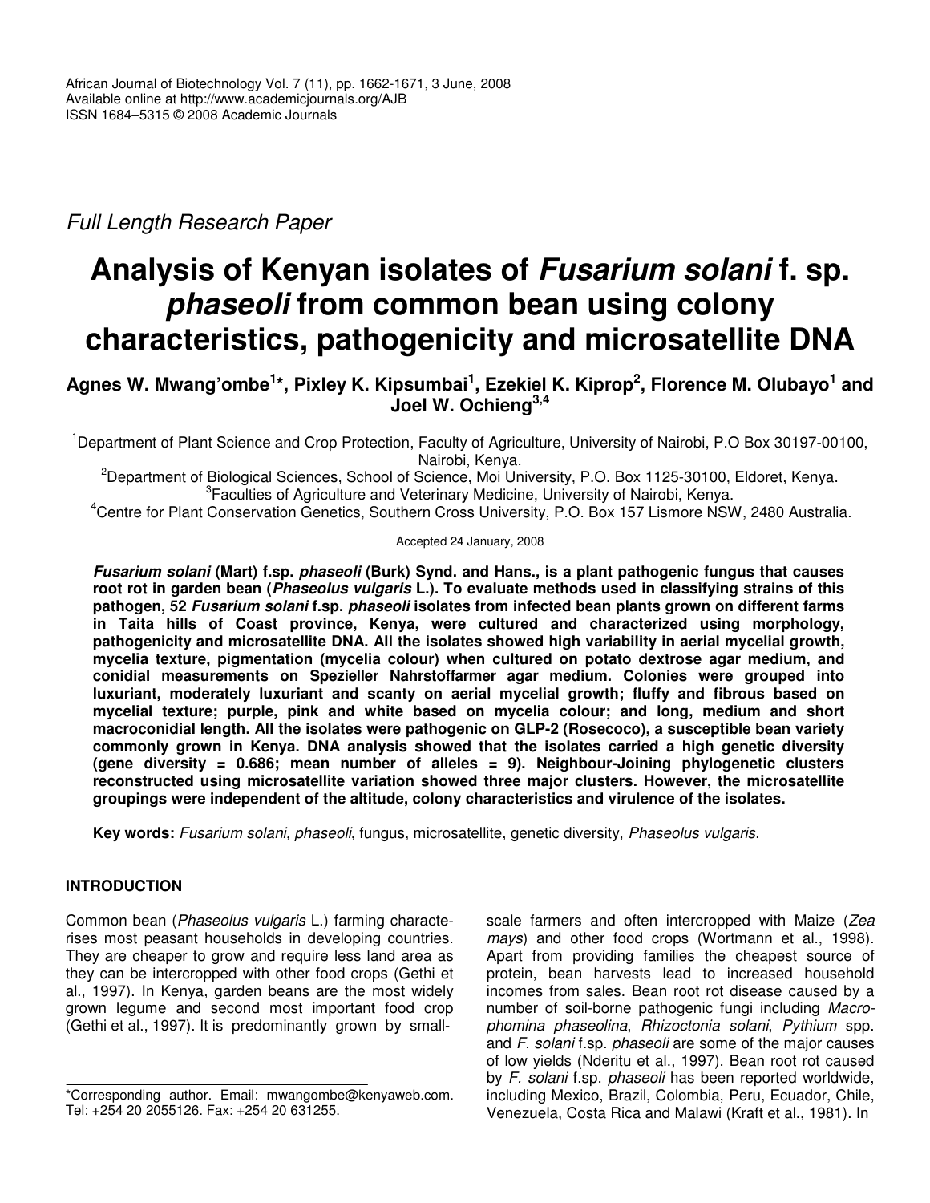African Journal of Biotechnology Vol. 7 (11), pp. 1662-1671, 3 June, 2008
Available online at http://www.academicjournals.org/AJB
ISSN 1684–5315 © 2008 Academic Journals

*Full Length Research Paper*

# Analysis of Kenyan isolates of *Fusarium solani* f. sp. *phaseoli* from common bean using colony characteristics, pathogenicity and microsatellite DNA

**Agnes W. Mwang'ombe[1]\*, Pixley K. Kipsumbai[1], Ezekiel K. Kiprop[2], Florence M. Olubayo[1] and Joel W. Ochieng[3,4]**

[1]Department of Plant Science and Crop Protection, Faculty of Agriculture, University of Nairobi, P.O Box 30197-00100, Nairobi, Kenya.
[2]Department of Biological Sciences, School of Science, Moi University, P.O. Box 1125-30100, Eldoret, Kenya.
[3]Faculties of Agriculture and Veterinary Medicine, University of Nairobi, Kenya.
[4]Centre for Plant Conservation Genetics, Southern Cross University, P.O. Box 157 Lismore NSW, 2480 Australia.

Accepted 24 January, 2008

***Fusarium solani*** **(Mart) f.sp.** ***phaseoli*** **(Burk) Synd. and Hans., is a plant pathogenic fungus that causes root rot in garden bean (*Phaseolus vulgaris* L.). To evaluate methods used in classifying strains of this pathogen, 52 *Fusarium solani* f.sp. *phaseoli* isolates from infected bean plants grown on different farms in Taita hills of Coast province, Kenya, were cultured and characterized using morphology, pathogenicity and microsatellite DNA. All the isolates showed high variability in aerial mycelial growth, mycelia texture, pigmentation (mycelia colour) when cultured on potato dextrose agar medium, and conidial measurements on Spezieller Nahrstoffarmer agar medium. Colonies were grouped into luxuriant, moderately luxuriant and scanty on aerial mycelial growth; fluffy and fibrous based on mycelial texture; purple, pink and white based on mycelia colour; and long, medium and short macroconidial length. All the isolates were pathogenic on GLP-2 (Rosecoco), a susceptible bean variety commonly grown in Kenya. DNA analysis showed that the isolates carried a high genetic diversity (gene diversity = 0.686; mean number of alleles = 9). Neighbour-Joining phylogenetic clusters reconstructed using microsatellite variation showed three major clusters. However, the microsatellite groupings were independent of the altitude, colony characteristics and virulence of the isolates.**

**Key words:** *Fusarium solani, phaseoli*, fungus, microsatellite, genetic diversity, *Phaseolus vulgaris*.

## INTRODUCTION

Common bean (*Phaseolus vulgaris* L.) farming characterises most peasant households in developing countries. They are cheaper to grow and require less land area as they can be intercropped with other food crops (Gethi et al., 1997). In Kenya, garden beans are the most widely grown legume and second most important food crop (Gethi et al., 1997). It is predominantly grown by small-scale farmers and often intercropped with Maize (*Zea mays*) and other food crops (Wortmann et al., 1998). Apart from providing families the cheapest source of protein, bean harvests lead to increased household incomes from sales. Bean root rot disease caused by a number of soil-borne pathogenic fungi including *Macrophomina phaseolina*, *Rhizoctonia solani*, *Pythium* spp. and *F. solani* f.sp. *phaseoli* are some of the major causes of low yields (Nderitu et al., 1997). Bean root rot caused by *F. solani* f.sp. *phaseoli* has been reported worldwide, including Mexico, Brazil, Colombia, Peru, Ecuador, Chile, Venezuela, Costa Rica and Malawi (Kraft et al., 1981). In

\*Corresponding author. Email: mwangombe@kenyaweb.com. Tel: +254 20 2055126. Fax: +254 20 631255.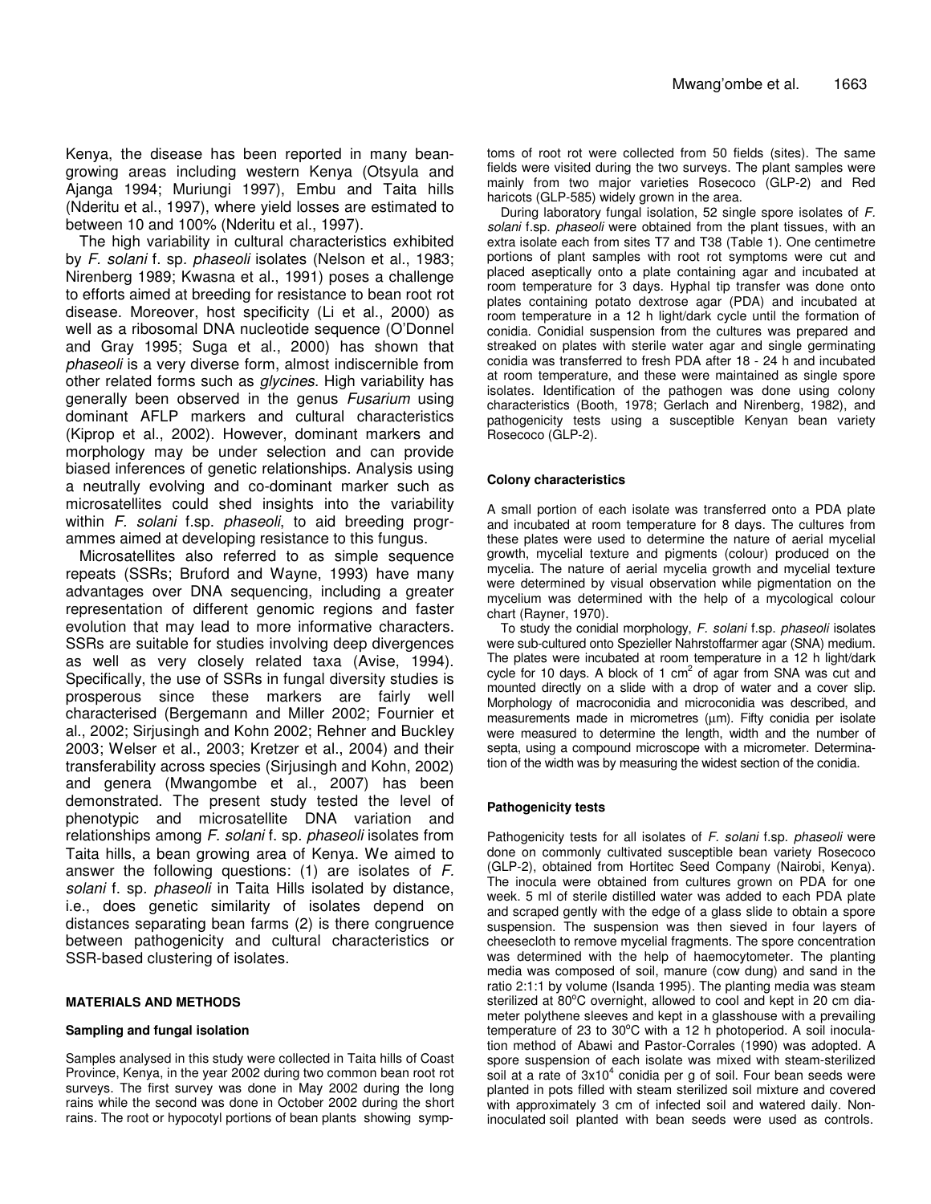Kenya, the disease has been reported in many bean-growing areas including western Kenya (Otsyula and Ajanga 1994; Muriungi 1997), Embu and Taita hills (Nderitu et al., 1997), where yield losses are estimated to between 10 and 100% (Nderitu et al., 1997).

The high variability in cultural characteristics exhibited by *F. solani* f. sp. *phaseoli* isolates (Nelson et al., 1983; Nirenberg 1989; Kwasna et al., 1991) poses a challenge to efforts aimed at breeding for resistance to bean root rot disease. Moreover, host specificity (Li et al., 2000) as well as a ribosomal DNA nucleotide sequence (O'Donnel and Gray 1995; Suga et al., 2000) has shown that *phaseoli* is a very diverse form, almost indiscernible from other related forms such as *glycines*. High variability has generally been observed in the genus *Fusarium* using dominant AFLP markers and cultural characteristics (Kiprop et al., 2002). However, dominant markers and morphology may be under selection and can provide biased inferences of genetic relationships. Analysis using a neutrally evolving and co-dominant marker such as microsatellites could shed insights into the variability within *F. solani* f.sp. *phaseoli*, to aid breeding programmes aimed at developing resistance to this fungus.

Microsatellites also referred to as simple sequence repeats (SSRs; Bruford and Wayne, 1993) have many advantages over DNA sequencing, including a greater representation of different genomic regions and faster evolution that may lead to more informative characters. SSRs are suitable for studies involving deep divergences as well as very closely related taxa (Avise, 1994). Specifically, the use of SSRs in fungal diversity studies is prosperous since these markers are fairly well characterised (Bergemann and Miller 2002; Fournier et al., 2002; Sirjusingh and Kohn 2002; Rehner and Buckley 2003; Welser et al., 2003; Kretzer et al., 2004) and their transferability across species (Sirjusingh and Kohn, 2002) and genera (Mwangombe et al., 2007) has been demonstrated. The present study tested the level of phenotypic and microsatellite DNA variation and relationships among *F. solani* f. sp. *phaseoli* isolates from Taita hills, a bean growing area of Kenya. We aimed to answer the following questions: (1) are isolates of *F. solani* f. sp. *phaseoli* in Taita Hills isolated by distance, i.e., does genetic similarity of isolates depend on distances separating bean farms (2) is there congruence between pathogenicity and cultural characteristics or SSR-based clustering of isolates.

## MATERIALS AND METHODS

### Sampling and fungal isolation

Samples analysed in this study were collected in Taita hills of Coast Province, Kenya, in the year 2002 during two common bean root rot surveys. The first survey was done in May 2002 during the long rains while the second was done in October 2002 during the short rains. The root or hypocotyl portions of bean plants showing symptoms of root rot were collected from 50 fields (sites). The same fields were visited during the two surveys. The plant samples were mainly from two major varieties Rosecoco (GLP-2) and Red haricots (GLP-585) widely grown in the area.

During laboratory fungal isolation, 52 single spore isolates of *F. solani* f.sp. *phaseoli* were obtained from the plant tissues, with an extra isolate each from sites T7 and T38 (Table 1). One centimetre portions of plant samples with root rot symptoms were cut and placed aseptically onto a plate containing agar and incubated at room temperature for 3 days. Hyphal tip transfer was done onto plates containing potato dextrose agar (PDA) and incubated at room temperature in a 12 h light/dark cycle until the formation of conidia. Conidial suspension from the cultures was prepared and streaked on plates with sterile water agar and single germinating conidia was transferred to fresh PDA after 18 - 24 h and incubated at room temperature, and these were maintained as single spore isolates. Identification of the pathogen was done using colony characteristics (Booth, 1978; Gerlach and Nirenberg, 1982), and pathogenicity tests using a susceptible Kenyan bean variety Rosecoco (GLP-2).

### Colony characteristics

A small portion of each isolate was transferred onto a PDA plate and incubated at room temperature for 8 days. The cultures from these plates were used to determine the nature of aerial mycelial growth, mycelial texture and pigments (colour) produced on the mycelia. The nature of aerial mycelia growth and mycelial texture were determined by visual observation while pigmentation on the mycelium was determined with the help of a mycological colour chart (Rayner, 1970).

To study the conidial morphology, *F. solani* f.sp. *phaseoli* isolates were sub-cultured onto Spezieller Nahrstoffarmer agar (SNA) medium. The plates were incubated at room temperature in a 12 h light/dark cycle for 10 days. A block of 1 $cm^2$ of agar from SNA was cut and mounted directly on a slide with a drop of water and a cover slip. Morphology of macroconidia and microconidia was described, and measurements made in micrometres (µm). Fifty conidia per isolate were measured to determine the length, width and the number of septa, using a compound microscope with a micrometer. Determination of the width was by measuring the widest section of the conidia.

### Pathogenicity tests

Pathogenicity tests for all isolates of *F. solani* f.sp. *phaseoli* were done on commonly cultivated susceptible bean variety Rosecoco (GLP-2), obtained from Hortitec Seed Company (Nairobi, Kenya). The inocula were obtained from cultures grown on PDA for one week. 5 ml of sterile distilled water was added to each PDA plate and scraped gently with the edge of a glass slide to obtain a spore suspension. The suspension was then sieved in four layers of cheesecloth to remove mycelial fragments. The spore concentration was determined with the help of haemocytometer. The planting media was composed of soil, manure (cow dung) and sand in the ratio 2:1:1 by volume (Isanda 1995). The planting media was steam sterilized at 80°C overnight, allowed to cool and kept in 20 cm diameter polythene sleeves and kept in a glasshouse with a prevailing temperature of 23 to 30°C with a 12 h photoperiod. A soil inoculation method of Abawi and Pastor-Corrales (1990) was adopted. A spore suspension of each isolate was mixed with steam-sterilized soil at a rate of $3 \times 10^4$ conidia per g of soil. Four bean seeds were planted in pots filled with steam sterilized soil mixture and covered with approximately 3 cm of infected soil and watered daily. Non-inoculated soil planted with bean seeds were used as controls.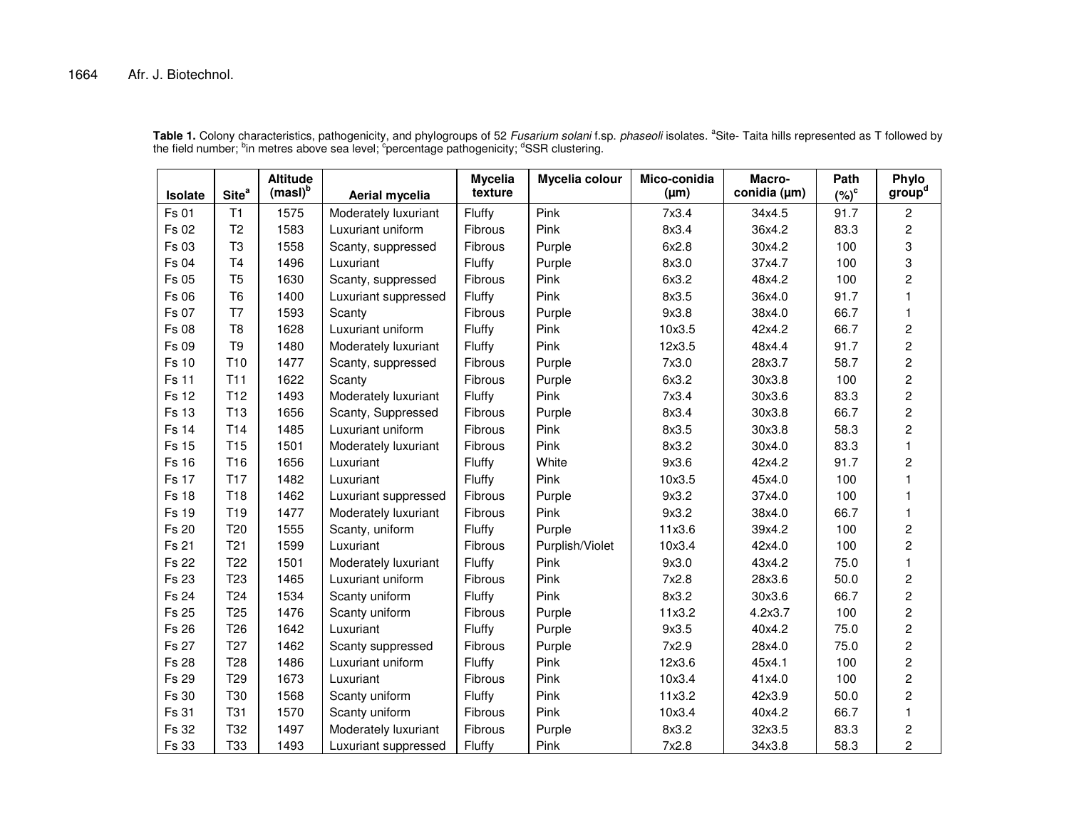**Table 1.** Colony characteristics, pathogenicity, and phylogroups of 52 *Fusarium solani* f.sp. *phaseoli* isolates. [a]Site- Taita hills represented as T followed by the field number; [b]in metres above sea level; [c]percentage pathogenicity; [d]SSR clustering.

| Isolate | Site[a] | Altitude (masl)[b] | Aerial mycelia | Mycelia texture | Mycelia colour | Mico-conidia (µm) | Macro-conidia (µm) | Path (%)[c] | Phylo group[d] |
|---|---|---|---|---|---|---|---|---|---|
| Fs 01 | T1 | 1575 | Moderately luxuriant | Fluffy | Pink | 7x3.4 | 34x4.5 | 91.7 | 2 |
| Fs 02 | T2 | 1583 | Luxuriant uniform | Fibrous | Pink | 8x3.4 | 36x4.2 | 83.3 | 2 |
| Fs 03 | T3 | 1558 | Scanty, suppressed | Fibrous | Purple | 6x2.8 | 30x4.2 | 100 | 3 |
| Fs 04 | T4 | 1496 | Luxuriant | Fluffy | Purple | 8x3.0 | 37x4.7 | 100 | 3 |
| Fs 05 | T5 | 1630 | Scanty, suppressed | Fibrous | Pink | 6x3.2 | 48x4.2 | 100 | 2 |
| Fs 06 | T6 | 1400 | Luxuriant suppressed | Fluffy | Pink | 8x3.5 | 36x4.0 | 91.7 | 1 |
| Fs 07 | T7 | 1593 | Scanty | Fibrous | Purple | 9x3.8 | 38x4.0 | 66.7 | 1 |
| Fs 08 | T8 | 1628 | Luxuriant uniform | Fluffy | Pink | 10x3.5 | 42x4.2 | 66.7 | 2 |
| Fs 09 | T9 | 1480 | Moderately luxuriant | Fluffy | Pink | 12x3.5 | 48x4.4 | 91.7 | 2 |
| Fs 10 | T10 | 1477 | Scanty, suppressed | Fibrous | Purple | 7x3.0 | 28x3.7 | 58.7 | 2 |
| Fs 11 | T11 | 1622 | Scanty | Fibrous | Purple | 6x3.2 | 30x3.8 | 100 | 2 |
| Fs 12 | T12 | 1493 | Moderately luxuriant | Fluffy | Pink | 7x3.4 | 30x3.6 | 83.3 | 2 |
| Fs 13 | T13 | 1656 | Scanty, Suppressed | Fibrous | Purple | 8x3.4 | 30x3.8 | 66.7 | 2 |
| Fs 14 | T14 | 1485 | Luxuriant uniform | Fibrous | Pink | 8x3.5 | 30x3.8 | 58.3 | 2 |
| Fs 15 | T15 | 1501 | Moderately luxuriant | Fibrous | Pink | 8x3.2 | 30x4.0 | 83.3 | 1 |
| Fs 16 | T16 | 1656 | Luxuriant | Fluffy | White | 9x3.6 | 42x4.2 | 91.7 | 2 |
| Fs 17 | T17 | 1482 | Luxuriant | Fluffy | Pink | 10x3.5 | 45x4.0 | 100 | 1 |
| Fs 18 | T18 | 1462 | Luxuriant suppressed | Fibrous | Purple | 9x3.2 | 37x4.0 | 100 | 1 |
| Fs 19 | T19 | 1477 | Moderately luxuriant | Fibrous | Pink | 9x3.2 | 38x4.0 | 66.7 | 1 |
| Fs 20 | T20 | 1555 | Scanty, uniform | Fluffy | Purple | 11x3.6 | 39x4.2 | 100 | 2 |
| Fs 21 | T21 | 1599 | Luxuriant | Fibrous | Purplish/Violet | 10x3.4 | 42x4.0 | 100 | 2 |
| Fs 22 | T22 | 1501 | Moderately luxuriant | Fluffy | Pink | 9x3.0 | 43x4.2 | 75.0 | 1 |
| Fs 23 | T23 | 1465 | Luxuriant uniform | Fibrous | Pink | 7x2.8 | 28x3.6 | 50.0 | 2 |
| Fs 24 | T24 | 1534 | Scanty uniform | Fluffy | Pink | 8x3.2 | 30x3.6 | 66.7 | 2 |
| Fs 25 | T25 | 1476 | Scanty uniform | Fibrous | Purple | 11x3.2 | 4.2x3.7 | 100 | 2 |
| Fs 26 | T26 | 1642 | Luxuriant | Fluffy | Purple | 9x3.5 | 40x4.2 | 75.0 | 2 |
| Fs 27 | T27 | 1462 | Scanty suppressed | Fibrous | Purple | 7x2.9 | 28x4.0 | 75.0 | 2 |
| Fs 28 | T28 | 1486 | Luxuriant uniform | Fluffy | Pink | 12x3.6 | 45x4.1 | 100 | 2 |
| Fs 29 | T29 | 1673 | Luxuriant | Fibrous | Pink | 10x3.4 | 41x4.0 | 100 | 2 |
| Fs 30 | T30 | 1568 | Scanty uniform | Fluffy | Pink | 11x3.2 | 42x3.9 | 50.0 | 2 |
| Fs 31 | T31 | 1570 | Scanty uniform | Fibrous | Pink | 10x3.4 | 40x4.2 | 66.7 | 1 |
| Fs 32 | T32 | 1497 | Moderately luxuriant | Fibrous | Purple | 8x3.2 | 32x3.5 | 83.3 | 2 |
| Fs 33 | T33 | 1493 | Luxuriant suppressed | Fluffy | Pink | 7x2.8 | 34x3.8 | 58.3 | 2 |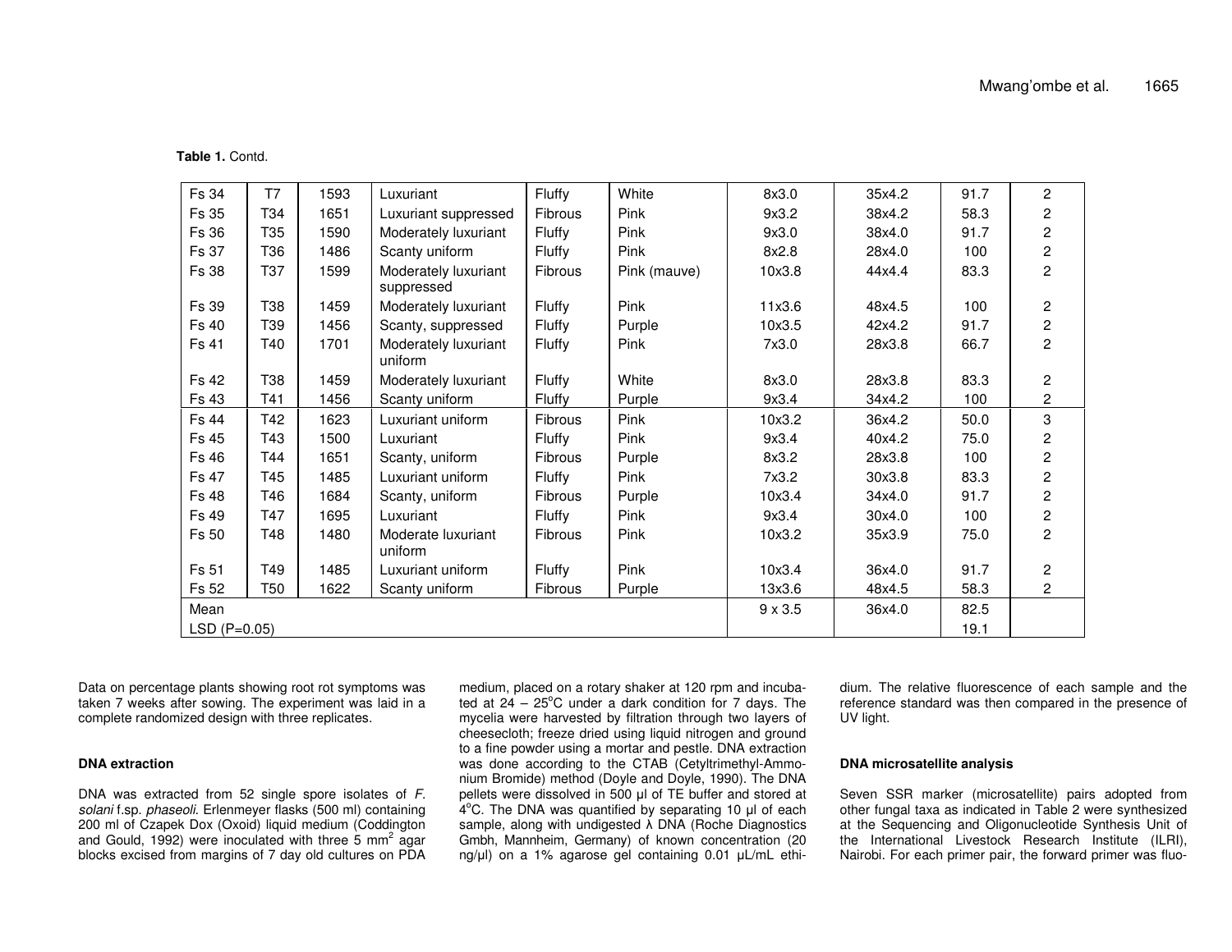**Table 1.** Contd.

| | | | | | | | | | |
|---|---|---|---|---|---|---|---|---|---|
| Fs 34 | T7 | 1593 | Luxuriant | Fluffy | White | 8x3.0 | 35x4.2 | 91.7 | 2 |
| Fs 35 | T34 | 1651 | Luxuriant suppressed | Fibrous | Pink | 9x3.2 | 38x4.2 | 58.3 | 2 |
| Fs 36 | T35 | 1590 | Moderately luxuriant | Fluffy | Pink | 9x3.0 | 38x4.0 | 91.7 | 2 |
| Fs 37 | T36 | 1486 | Scanty uniform | Fluffy | Pink | 8x2.8 | 28x4.0 | 100 | 2 |
| Fs 38 | T37 | 1599 | Moderately luxuriant suppressed | Fibrous | Pink (mauve) | 10x3.8 | 44x4.4 | 83.3 | 2 |
| Fs 39 | T38 | 1459 | Moderately luxuriant | Fluffy | Pink | 11x3.6 | 48x4.5 | 100 | 2 |
| Fs 40 | T39 | 1456 | Scanty, suppressed | Fluffy | Purple | 10x3.5 | 42x4.2 | 91.7 | 2 |
| Fs 41 | T40 | 1701 | Moderately luxuriant uniform | Fluffy | Pink | 7x3.0 | 28x3.8 | 66.7 | 2 |
| Fs 42 | T38 | 1459 | Moderately luxuriant | Fluffy | White | 8x3.0 | 28x3.8 | 83.3 | 2 |
| Fs 43 | T41 | 1456 | Scanty uniform | Fluffy | Purple | 9x3.4 | 34x4.2 | 100 | 2 |
| Fs 44 | T42 | 1623 | Luxuriant uniform | Fibrous | Pink | 10x3.2 | 36x4.2 | 50.0 | 3 |
| Fs 45 | T43 | 1500 | Luxuriant | Fluffy | Pink | 9x3.4 | 40x4.2 | 75.0 | 2 |
| Fs 46 | T44 | 1651 | Scanty, uniform | Fibrous | Purple | 8x3.2 | 28x3.8 | 100 | 2 |
| Fs 47 | T45 | 1485 | Luxuriant uniform | Fluffy | Pink | 7x3.2 | 30x3.8 | 83.3 | 2 |
| Fs 48 | T46 | 1684 | Scanty, uniform | Fibrous | Purple | 10x3.4 | 34x4.0 | 91.7 | 2 |
| Fs 49 | T47 | 1695 | Luxuriant | Fluffy | Pink | 9x3.4 | 30x4.0 | 100 | 2 |
| Fs 50 | T48 | 1480 | Moderate luxuriant uniform | Fibrous | Pink | 10x3.2 | 35x3.9 | 75.0 | 2 |
| Fs 51 | T49 | 1485 | Luxuriant uniform | Fluffy | Pink | 10x3.4 | 36x4.0 | 91.7 | 2 |
| Fs 52 | T50 | 1622 | Scanty uniform | Fibrous | Purple | 13x3.6 | 48x4.5 | 58.3 | 2 |
| Mean | | | | | | 9 x 3.5 | 36x4.0 | 82.5 | |
| LSD (P=0.05) | | | | | | | | 19.1 | |

Data on percentage plants showing root rot symptoms was taken 7 weeks after sowing. The experiment was laid in a complete randomized design with three replicates.

### DNA extraction

DNA was extracted from 52 single spore isolates of *F. solani* f.sp. *phaseoli*. Erlenmeyer flasks (500 ml) containing 200 ml of Czapek Dox (Oxoid) liquid medium (Coddington and Gould, 1992) were inoculated with three 5 $mm^2$ agar blocks excised from margins of 7 day old cultures on PDA medium, placed on a rotary shaker at 120 rpm and incubated at 24 – 25°C under a dark condition for 7 days. The mycelia were harvested by filtration through two layers of cheesecloth; freeze dried using liquid nitrogen and ground to a fine powder using a mortar and pestle. DNA extraction was done according to the CTAB (Cetyltrimethyl-Ammonium Bromide) method (Doyle and Doyle, 1990). The DNA pellets were dissolved in 500 µl of TE buffer and stored at 4°C. The DNA was quantified by separating 10 µl of each sample, along with undigested λ DNA (Roche Diagnostics Gmbh, Mannheim, Germany) of known concentration (20 ng/µl) on a 1% agarose gel containing 0.01 µL/mL ethidium. The relative fluorescence of each sample and the reference standard was then compared in the presence of UV light.

### DNA microsatellite analysis

Seven SSR marker (microsatellite) pairs adopted from other fungal taxa as indicated in Table 2 were synthesized at the Sequencing and Oligonucleotide Synthesis Unit of the International Livestock Research Institute (ILRI), Nairobi. For each primer pair, the forward primer was fluo-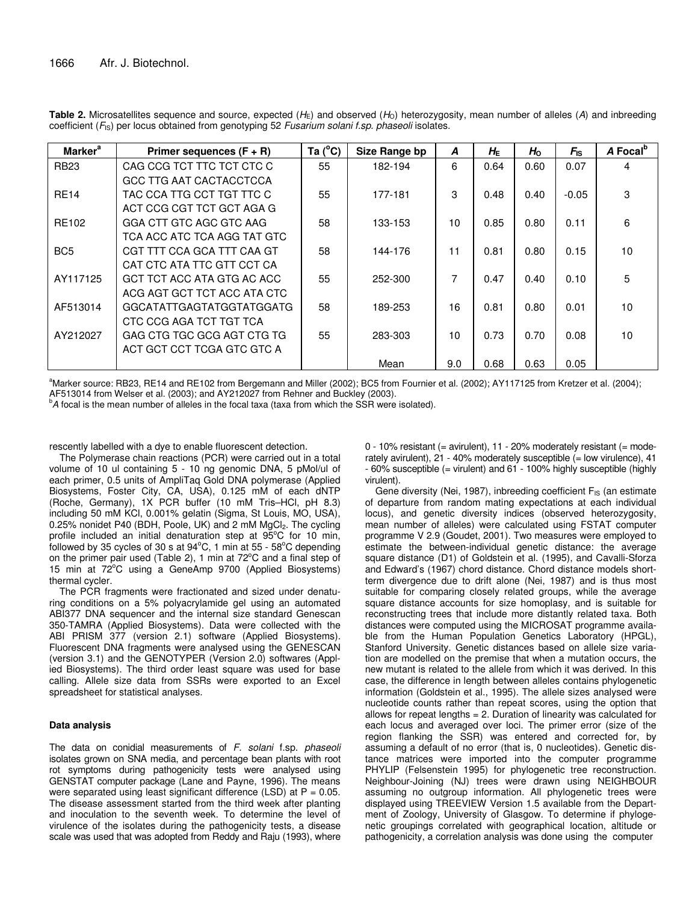**Table 2.** Microsatellites sequence and source, expected ($H_E$) and observed ($H_O$) heterozygosity, mean number of alleles ($A$) and inbreeding coefficient ($F_{IS}$) per locus obtained from genotyping 52 *Fusarium solani f.sp. phaseoli* isolates.

| Marker[a] | Primer sequences (F + R) | Ta (°C) | Size Range bp | $A$ | $H_E$ | $H_O$ | $F_{IS}$ | $A$ Focal[b] |
|---|---|---|---|---|---|---|---|---|
| RB23 | CAG CCG TCT TTC TCT CTC C<br>GCC TTG AAT CACTACCTCCA | 55 | 182-194 | 6 | 0.64 | 0.60 | 0.07 | 4 |
| RE14 | TAC CCA TTG CCT TGT TTC C<br>ACT CCG CGT TCT GCT AGA G | 55 | 177-181 | 3 | 0.48 | 0.40 | -0.05 | 3 |
| RE102 | GGA CTT GTC AGC GTC AAG<br>TCA ACC ATC TCA AGG TAT GTC | 58 | 133-153 | 10 | 0.85 | 0.80 | 0.11 | 6 |
| BC5 | CGT TTT CCA GCA TTT CAA GT<br>CAT CTC ATA TTC GTT CCT CA | 58 | 144-176 | 11 | 0.81 | 0.80 | 0.15 | 10 |
| AY117125 | GCT TCT ACC ATA GTG AC ACC<br>ACG AGT GCT TCT ACC ATA CTC | 55 | 252-300 | 7 | 0.47 | 0.40 | 0.10 | 5 |
| AF513014 | GGCATATTGAGTATGGTATGGATG<br>CTC CCG AGA TCT TGT TCA | 58 | 189-253 | 16 | 0.81 | 0.80 | 0.01 | 10 |
| AY212027 | GAG CTG TGC GCG AGT CTG TG<br>ACT GCT CCT TCGA GTC GTC A | 55 | 283-303 | 10 | 0.73 | 0.70 | 0.08 | 10 |
| | | | Mean | 9.0 | 0.68 | 0.63 | 0.05 | |

[a]Marker source: RB23, RE14 and RE102 from Bergemann and Miller (2002); BC5 from Fournier et al. (2002); AY117125 from Kretzer et al. (2004); AF513014 from Welser et al. (2003); and AY212027 from Rehner and Buckley (2003).

[b]*A* focal is the mean number of alleles in the focal taxa (taxa from which the SSR were isolated).

rescently labelled with a dye to enable fluorescent detection.

The Polymerase chain reactions (PCR) were carried out in a total volume of 10 ul containing 5 - 10 ng genomic DNA, 5 pMol/ul of each primer, 0.5 units of AmpliTaq Gold DNA polymerase (Applied Biosystems, Foster City, CA, USA), 0.125 mM of each dNTP (Roche, Germany), 1X PCR buffer (10 mM Tris–HCl, pH 8.3) including 50 mM KCl, 0.001% gelatin (Sigma, St Louis, MO, USA), 0.25% nonidet P40 (BDH, Poole, UK) and 2 mM $MgCl_2$. The cycling profile included an initial denaturation step at 95°C for 10 min, followed by 35 cycles of 30 s at 94°C, 1 min at 55 - 58°C depending on the primer pair used (Table 2), 1 min at 72°C and a final step of 15 min at 72°C using a GeneAmp 9700 (Applied Biosystems) thermal cycler.

The PCR fragments were fractionated and sized under denaturing conditions on a 5% polyacrylamide gel using an automated ABI377 DNA sequencer and the internal size standard Genescan 350-TAMRA (Applied Biosystems). Data were collected with the ABI PRISM 377 (version 2.1) software (Applied Biosystems). Fluorescent DNA fragments were analysed using the GENESCAN (version 3.1) and the GENOTYPER (Version 2.0) softwares (Applied Biosystems). The third order least square was used for base calling. Allele size data from SSRs were exported to an Excel spreadsheet for statistical analyses.

### Data analysis

The data on conidial measurements of *F. solani* f.sp. *phaseoli* isolates grown on SNA media, and percentage bean plants with root rot symptoms during pathogenicity tests were analysed using GENSTAT computer package (Lane and Payne, 1996). The means were separated using least significant difference (LSD) at P = 0.05. The disease assessment started from the third week after planting and inoculation to the seventh week. To determine the level of virulence of the isolates during the pathogenicity tests, a disease scale was used that was adopted from Reddy and Raju (1993), where 0 - 10% resistant (= avirulent), 11 - 20% moderately resistant (= moderately avirulent), 21 - 40% moderately susceptible (= low virulence), 41 - 60% susceptible (= virulent) and 61 - 100% highly susceptible (highly virulent).

Gene diversity (Nei, 1987), inbreeding coefficient $F_{IS}$ (an estimate of departure from random mating expectations at each individual locus), and genetic diversity indices (observed heterozygosity, mean number of alleles) were calculated using FSTAT computer programme V 2.9 (Goudet, 2001). Two measures were employed to estimate the between-individual genetic distance: the average square distance (D1) of Goldstein et al. (1995), and Cavalli-Sforza and Edward's (1967) chord distance. Chord distance models short-term divergence due to drift alone (Nei, 1987) and is thus most suitable for comparing closely related groups, while the average square distance accounts for size homoplasy, and is suitable for reconstructing trees that include more distantly related taxa. Both distances were computed using the MICROSAT programme available from the Human Population Genetics Laboratory (HPGL), Stanford University. Genetic distances based on allele size variation are modelled on the premise that when a mutation occurs, the new mutant is related to the allele from which it was derived. In this case, the difference in length between alleles contains phylogenetic information (Goldstein et al., 1995). The allele sizes analysed were nucleotide counts rather than repeat scores, using the option that allows for repeat lengths = 2. Duration of linearity was calculated for each locus and averaged over loci. The primer error (size of the region flanking the SSR) was entered and corrected for, by assuming a default of no error (that is, 0 nucleotides). Genetic distance matrices were imported into the computer programme PHYLIP (Felsenstein 1995) for phylogenetic tree reconstruction. Neighbour-Joining (NJ) trees were drawn using NEIGHBOUR assuming no outgroup information. All phylogenetic trees were displayed using TREEVIEW Version 1.5 available from the Department of Zoology, University of Glasgow. To determine if phylogenetic groupings correlated with geographical location, altitude or pathogenicity, a correlation analysis was done using the computer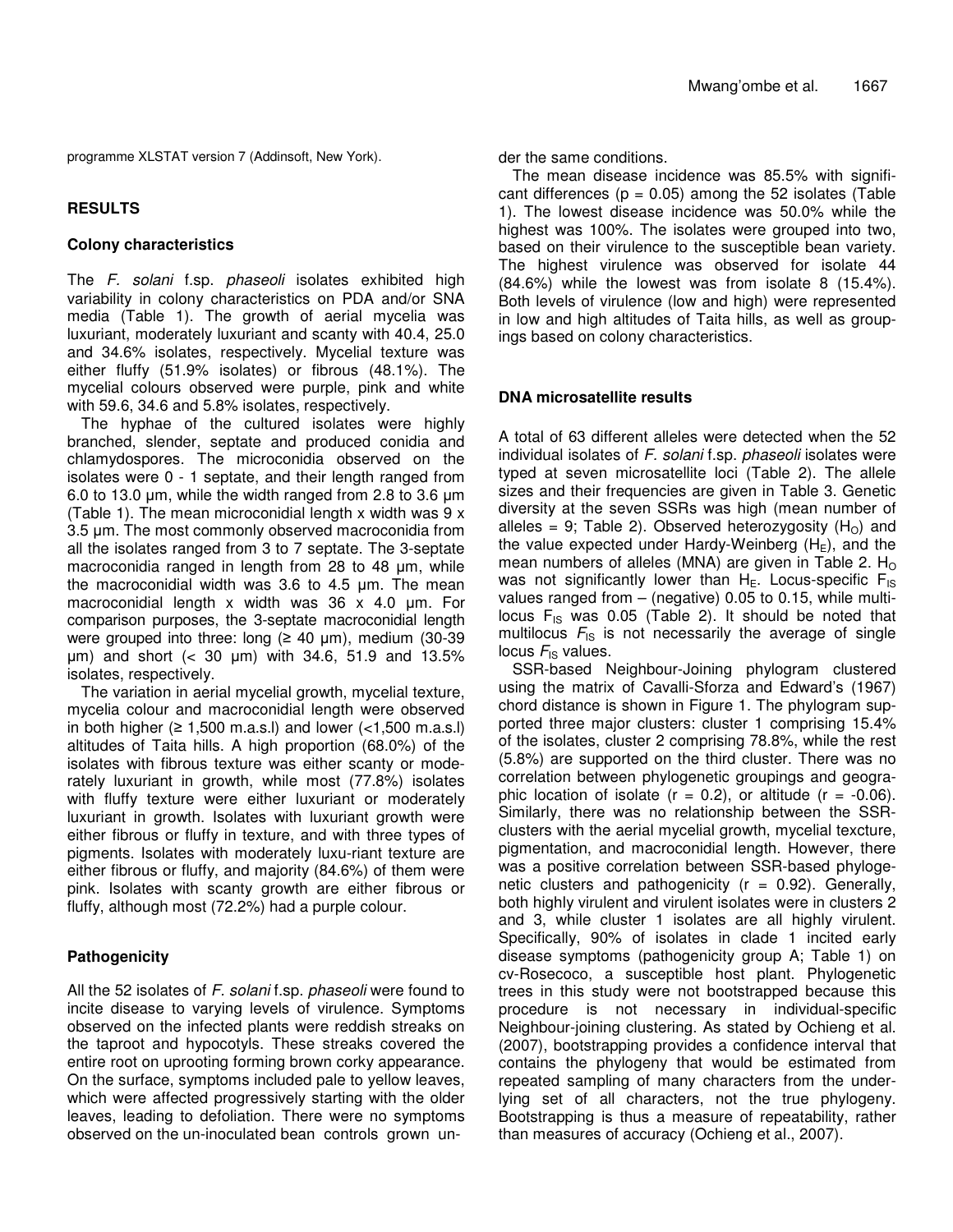programme XLSTAT version 7 (Addinsoft, New York).

## RESULTS

### Colony characteristics

The *F. solani* f.sp. *phaseoli* isolates exhibited high variability in colony characteristics on PDA and/or SNA media (Table 1). The growth of aerial mycelia was luxuriant, moderately luxuriant and scanty with 40.4, 25.0 and 34.6% isolates, respectively. Mycelial texture was either fluffy (51.9% isolates) or fibrous (48.1%). The mycelial colours observed were purple, pink and white with 59.6, 34.6 and 5.8% isolates, respectively.

The hyphae of the cultured isolates were highly branched, slender, septate and produced conidia and chlamydospores. The microconidia observed on the isolates were 0 - 1 septate, and their length ranged from 6.0 to 13.0 µm, while the width ranged from 2.8 to 3.6 µm (Table 1). The mean microconidial length x width was 9 x 3.5 µm. The most commonly observed macroconidia from all the isolates ranged from 3 to 7 septate. The 3-septate macroconidia ranged in length from 28 to 48 µm, while the macroconidial width was 3.6 to 4.5 µm. The mean macroconidial length x width was 36 x 4.0 µm. For comparison purposes, the 3-septate macroconidial length were grouped into three: long (≥ 40 µm), medium (30-39 µm) and short (< 30 µm) with 34.6, 51.9 and 13.5% isolates, respectively.

The variation in aerial mycelial growth, mycelial texture, mycelia colour and macroconidial length were observed in both higher (≥ 1,500 m.a.s.l) and lower (<1,500 m.a.s.l) altitudes of Taita hills. A high proportion (68.0%) of the isolates with fibrous texture was either scanty or moderately luxuriant in growth, while most (77.8%) isolates with fluffy texture were either luxuriant or moderately luxuriant in growth. Isolates with luxuriant growth were either fibrous or fluffy in texture, and with three types of pigments. Isolates with moderately luxu-riant texture are either fibrous or fluffy, and majority (84.6%) of them were pink. Isolates with scanty growth are either fibrous or fluffy, although most (72.2%) had a purple colour.

### Pathogenicity

All the 52 isolates of *F. solani* f.sp. *phaseoli* were found to incite disease to varying levels of virulence. Symptoms observed on the infected plants were reddish streaks on the taproot and hypocotyls. These streaks covered the entire root on uprooting forming brown corky appearance. On the surface, symptoms included pale to yellow leaves, which were affected progressively starting with the older leaves, leading to defoliation. There were no symptoms observed on the un-inoculated bean controls grown under the same conditions.

The mean disease incidence was 85.5% with significant differences ($p = 0.05$) among the 52 isolates (Table 1). The lowest disease incidence was 50.0% while the highest was 100%. The isolates were grouped into two, based on their virulence to the susceptible bean variety. The highest virulence was observed for isolate 44 (84.6%) while the lowest was from isolate 8 (15.4%). Both levels of virulence (low and high) were represented in low and high altitudes of Taita hills, as well as groupings based on colony characteristics.

### DNA microsatellite results

A total of 63 different alleles were detected when the 52 individual isolates of *F. solani* f.sp. *phaseoli* isolates were typed at seven microsatellite loci (Table 2). The allele sizes and their frequencies are given in Table 3. Genetic diversity at the seven SSRs was high (mean number of alleles = 9; Table 2). Observed heterozygosity ($H_O$) and the value expected under Hardy-Weinberg ($H_E$), and the mean numbers of alleles (MNA) are given in Table 2. $H_O$ was not significantly lower than $H_E$. Locus-specific $F_{IS}$ values ranged from – (negative) 0.05 to 0.15, while multilocus $F_{IS}$ was 0.05 (Table 2). It should be noted that multilocus $F_{IS}$ is not necessarily the average of single locus $F_{IS}$ values.

SSR-based Neighbour-Joining phylogram clustered using the matrix of Cavalli-Sforza and Edward's (1967) chord distance is shown in Figure 1. The phylogram supported three major clusters: cluster 1 comprising 15.4% of the isolates, cluster 2 comprising 78.8%, while the rest (5.8%) are supported on the third cluster. There was no correlation between phylogenetic groupings and geographic location of isolate ($r = 0.2$), or altitude ($r = -0.06$). Similarly, there was no relationship between the SSR-clusters with the aerial mycelial growth, mycelial texcture, pigmentation, and macroconidial length. However, there was a positive correlation between SSR-based phylogenetic clusters and pathogenicity ($r = 0.92$). Generally, both highly virulent and virulent isolates were in clusters 2 and 3, while cluster 1 isolates are all highly virulent. Specifically, 90% of isolates in clade 1 incited early disease symptoms (pathogenicity group A; Table 1) on cv-Rosecoco, a susceptible host plant. Phylogenetic trees in this study were not bootstrapped because this procedure is not necessary in individual-specific Neighbour-joining clustering. As stated by Ochieng et al. (2007), bootstrapping provides a confidence interval that contains the phylogeny that would be estimated from repeated sampling of many characters from the underlying set of all characters, not the true phylogeny. Bootstrapping is thus a measure of repeatability, rather than measures of accuracy (Ochieng et al., 2007).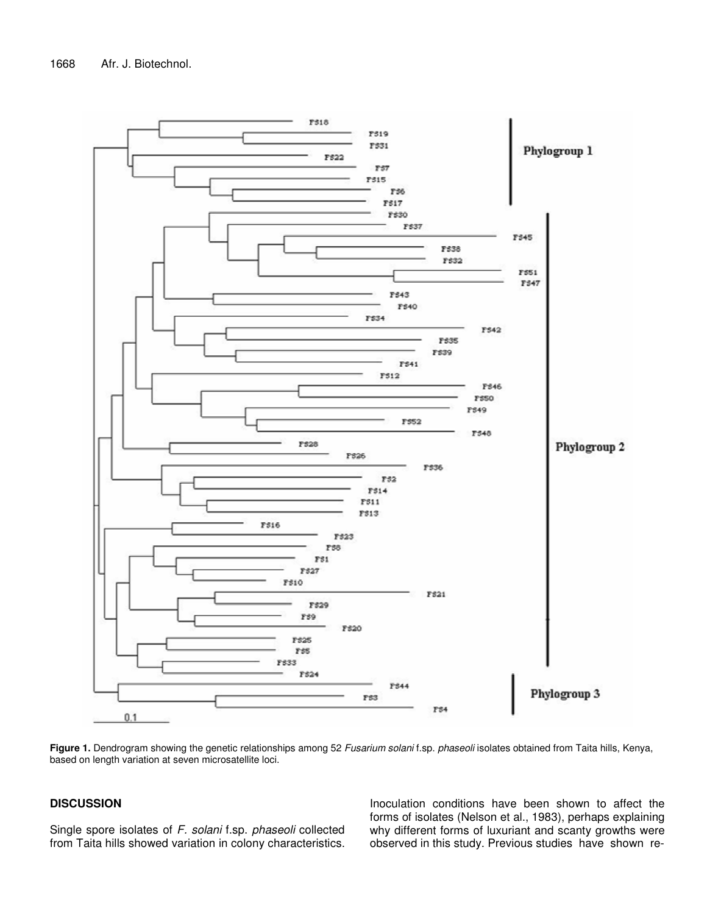**Figure 1.** Dendrogram showing the genetic relationships among 52 *Fusarium solani* f.sp. *phaseoli* isolates obtained from Taita hills, Kenya, based on length variation at seven microsatellite loci.

## DISCUSSION

Single spore isolates of *F. solani* f.sp. *phaseoli* collected from Taita hills showed variation in colony characteristics. Inoculation conditions have been shown to affect the forms of isolates (Nelson et al., 1983), perhaps explaining why different forms of luxuriant and scanty growths were observed in this study. Previous studies have shown re-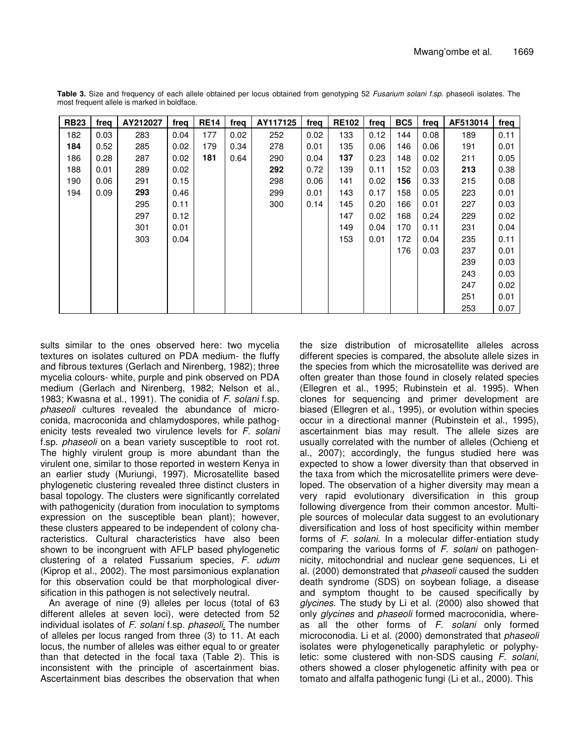**Table 3.** Size and frequency of each allele obtained per locus obtained from genotyping 52 *Fusarium solani f.sp.* phaseoli isolates. The most frequent allele is marked in boldface.

| RB23 | freq | AY212027 | freq | RE14 | freq | AY117125 | freq | RE102 | freq | BC5 | freq | AF513014 | freq |
|---|---|---|---|---|---|---|---|---|---|---|---|---|---|
| 182 | 0.03 | 283 | 0.04 | 177 | 0.02 | 252 | 0.02 | 133 | 0.12 | 144 | 0.08 | 189 | 0.11 |
| **184** | 0.52 | 285 | 0.02 | 179 | 0.34 | 278 | 0.01 | 135 | 0.06 | 146 | 0.06 | 191 | 0.01 |
| 186 | 0.28 | 287 | 0.02 | **181** | 0.64 | 290 | 0.04 | **137** | 0.23 | 148 | 0.02 | 211 | 0.05 |
| 188 | 0.01 | 289 | 0.02 | | | **292** | 0.72 | 139 | 0.11 | 152 | 0.03 | **213** | 0.38 |
| 190 | 0.06 | 291 | 0.15 | | | 298 | 0.06 | 141 | 0.02 | **156** | 0.33 | 215 | 0.08 |
| 194 | 0.09 | **293** | 0.46 | | | 299 | 0.01 | 143 | 0.17 | 158 | 0.05 | 223 | 0.01 |
| | | 295 | 0.11 | | | 300 | 0.14 | 145 | 0.20 | 166 | 0.01 | 227 | 0.03 |
| | | 297 | 0.12 | | | | | 147 | 0.02 | 168 | 0.24 | 229 | 0.02 |
| | | 301 | 0.01 | | | | | 149 | 0.04 | 170 | 0.11 | 231 | 0.04 |
| | | 303 | 0.04 | | | | | 153 | 0.01 | 172 | 0.04 | 235 | 0.11 |
| | | | | | | | | | | 176 | 0.03 | 237 | 0.01 |
| | | | | | | | | | | | | 239 | 0.03 |
| | | | | | | | | | | | | 243 | 0.03 |
| | | | | | | | | | | | | 247 | 0.02 |
| | | | | | | | | | | | | 251 | 0.01 |
| | | | | | | | | | | | | 253 | 0.07 |

sults similar to the ones observed here: two mycelia textures on isolates cultured on PDA medium- the fluffy and fibrous textures (Gerlach and Nirenberg, 1982); three mycelia colours- white, purple and pink observed on PDA medium (Gerlach and Nirenberg, 1982; Nelson et al., 1983; Kwasna et al., 1991). The conidia of *F. solani* f.sp. *phaseoli* cultures revealed the abundance of microconida, macroconida and chlamydospores, while pathogenicity tests revealed two virulence levels for *F. solani* f.sp. *phaseoli* on a bean variety susceptible to root rot. The highly virulent group is more abundant than the virulent one, similar to those reported in western Kenya in an earlier study (Muriungi, 1997). Microsatellite based phylogenetic clustering revealed three distinct clusters in basal topology. The clusters were significantly correlated with pathogenicity (duration from inoculation to symptoms expression on the susceptible bean plant); however, these clusters appeared to be independent of colony characteristics. Cultural characteristics have also been shown to be incongruent with AFLP based phylogenetic clustering of a related Fussarium species, *F. udum* (Kiprop et al., 2002). The most parsimonious explanation for this observation could be that morphological diversification in this pathogen is not selectively neutral.

An average of nine (9) alleles per locus (total of 63 different alleles at seven loci), were detected from 52 individual isolates of *F. solani* f.sp. *phaseoli*. The number of alleles per locus ranged from three (3) to 11. At each locus, the number of alleles was either equal to or greater than that detected in the focal taxa (Table 2). This is inconsistent with the principle of ascertainment bias. Ascertainment bias describes the observation that when the size distribution of microsatellite alleles across different species is compared, the absolute allele sizes in the species from which the microsatellite was derived are often greater than those found in closely related species (Ellegren et al., 1995; Rubinstein et al. 1995). When clones for sequencing and primer development are biased (Ellegren et al., 1995), or evolution within species occur in a directional manner (Rubinstein et al., 1995), ascertainment bias may result. The allele sizes are usually correlated with the number of alleles (Ochieng et al., 2007); accordingly, the fungus studied here was expected to show a lower diversity than that observed in the taxa from which the microsatellite primers were developed. The observation of a higher diversity may mean a very rapid evolutionary diversification in this group following divergence from their common ancestor. Multiple sources of molecular data suggest to an evolutionary diversification and loss of host specificity within member forms of *F. solani*. In a molecular differ-entiation study comparing the various forms of *F. solani* on pathogennicity, mitochondrial and nuclear gene sequences, Li et al. (2000) demonstrated that *phaseoli* caused the sudden death syndrome (SDS) on soybean foliage, a disease and symptom thought to be caused specifically by *glycines*. The study by Li et al. (2000) also showed that only *glycines* and *phaseoli* formed macroconidia, whereas all the other forms of *F. solani* only formed microconodia. Li et al. (2000) demonstrated that *phaseoli* isolates were phylogenetically paraphyletic or polyphyletic: some clustered with non-SDS causing *F. solani*, others showed a closer phylogenetic affinity with pea or tomato and alfalfa pathogenic fungi (Li et al., 2000). This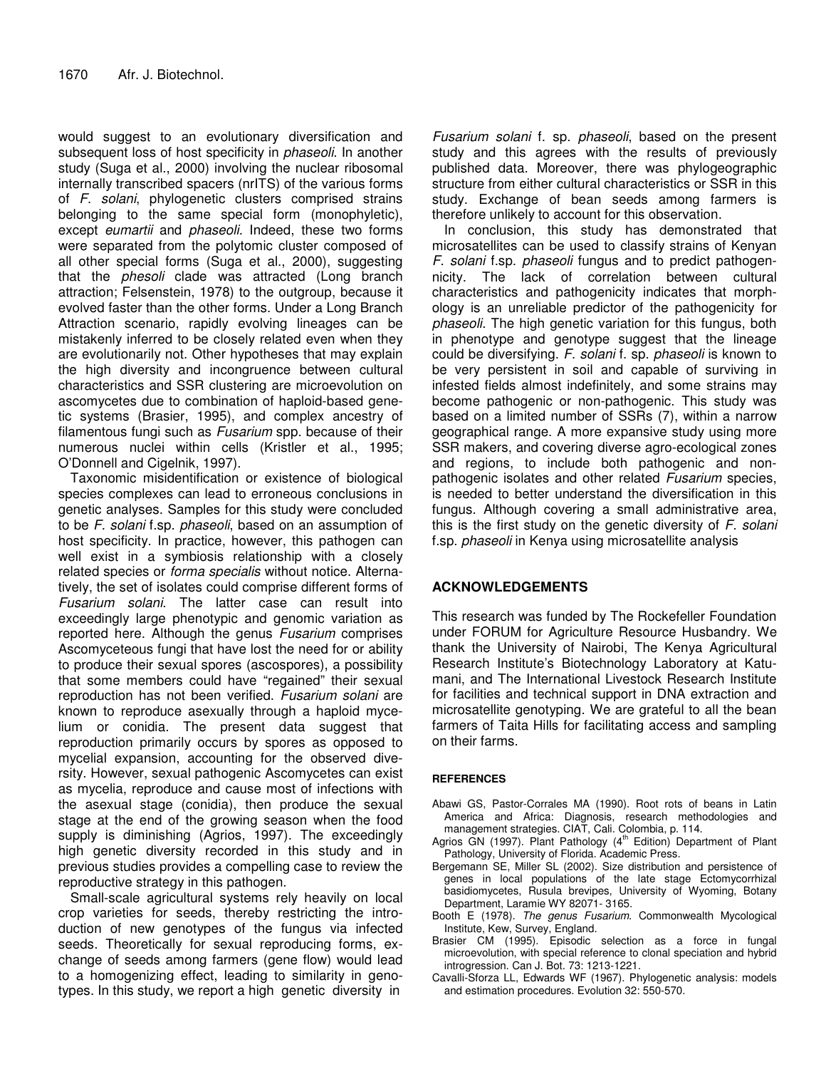would suggest to an evolutionary diversification and subsequent loss of host specificity in *phaseoli*. In another study (Suga et al., 2000) involving the nuclear ribosomal internally transcribed spacers (nrITS) of the various forms of *F. solani*, phylogenetic clusters comprised strains belonging to the same special form (monophyletic), except *eumartii* and *phaseoli*. Indeed, these two forms were separated from the polytomic cluster composed of all other special forms (Suga et al., 2000), suggesting that the *phesoli* clade was attracted (Long branch attraction; Felsenstein, 1978) to the outgroup, because it evolved faster than the other forms. Under a Long Branch Attraction scenario, rapidly evolving lineages can be mistakenly inferred to be closely related even when they are evolutionarily not. Other hypotheses that may explain the high diversity and incongruence between cultural characteristics and SSR clustering are microevolution on ascomycetes due to combination of haploid-based genetic systems (Brasier, 1995), and complex ancestry of filamentous fungi such as *Fusarium* spp. because of their numerous nuclei within cells (Kristler et al., 1995; O'Donnell and Cigelnik, 1997).

Taxonomic misidentification or existence of biological species complexes can lead to erroneous conclusions in genetic analyses. Samples for this study were concluded to be *F. solani* f.sp. *phaseoli*, based on an assumption of host specificity. In practice, however, this pathogen can well exist in a symbiosis relationship with a closely related species or *forma specialis* without notice. Alternatively, the set of isolates could comprise different forms of *Fusarium solani*. The latter case can result into exceedingly large phenotypic and genomic variation as reported here. Although the genus *Fusarium* comprises Ascomyceteous fungi that have lost the need for or ability to produce their sexual spores (ascospores), a possibility that some members could have "regained" their sexual reproduction has not been verified. *Fusarium solani* are known to reproduce asexually through a haploid mycelium or conidia. The present data suggest that reproduction primarily occurs by spores as opposed to mycelial expansion, accounting for the observed diversity. However, sexual pathogenic Ascomycetes can exist as mycelia, reproduce and cause most of infections with the asexual stage (conidia), then produce the sexual stage at the end of the growing season when the food supply is diminishing (Agrios, 1997). The exceedingly high genetic diversity recorded in this study and in previous studies provides a compelling case to review the reproductive strategy in this pathogen.

Small-scale agricultural systems rely heavily on local crop varieties for seeds, thereby restricting the introduction of new genotypes of the fungus via infected seeds. Theoretically for sexual reproducing forms, exchange of seeds among farmers (gene flow) would lead to a homogenizing effect, leading to similarity in genotypes. In this study, we report a high genetic diversity in *Fusarium solani* f. sp. *phaseoli*, based on the present study and this agrees with the results of previously published data. Moreover, there was phylogeographic structure from either cultural characteristics or SSR in this study. Exchange of bean seeds among farmers is therefore unlikely to account for this observation.

In conclusion, this study has demonstrated that microsatellites can be used to classify strains of Kenyan *F. solani* f.sp. *phaseoli* fungus and to predict pathogennicity. The lack of correlation between cultural characteristics and pathogenicity indicates that morphology is an unreliable predictor of the pathogenicity for *phaseoli*. The high genetic variation for this fungus, both in phenotype and genotype suggest that the lineage could be diversifying. *F. solani* f. sp. *phaseoli* is known to be very persistent in soil and capable of surviving in infested fields almost indefinitely, and some strains may become pathogenic or non-pathogenic. This study was based on a limited number of SSRs (7), within a narrow geographical range. A more expansive study using more SSR makers, and covering diverse agro-ecological zones and regions, to include both pathogenic and non-pathogenic isolates and other related *Fusarium* species, is needed to better understand the diversification in this fungus. Although covering a small administrative area, this is the first study on the genetic diversity of *F. solani* f.sp. *phaseoli* in Kenya using microsatellite analysis

## ACKNOWLEDGEMENTS

This research was funded by The Rockefeller Foundation under FORUM for Agriculture Resource Husbandry. We thank the University of Nairobi, The Kenya Agricultural Research Institute's Biotechnology Laboratory at Katumani, and The International Livestock Research Institute for facilities and technical support in DNA extraction and microsatellite genotyping. We are grateful to all the bean farmers of Taita Hills for facilitating access and sampling on their farms.

## REFERENCES

Abawi GS, Pastor-Corrales MA (1990). Root rots of beans in Latin America and Africa: Diagnosis, research methodologies and management strategies. CIAT, Cali. Colombia, p. 114.

Agrios GN (1997). Plant Pathology (4th Edition) Department of Plant Pathology, University of Florida. Academic Press.

Bergemann SE, Miller SL (2002). Size distribution and persistence of genes in local populations of the late stage Ectomycorrhizal basidiomycetes, Rusula brevipes, University of Wyoming, Botany Department, Laramie WY 82071- 3165.

Booth E (1978). *The genus Fusarium*. Commonwealth Mycological Institute, Kew, Survey, England.

Brasier CM (1995). Episodic selection as a force in fungal microevolution, with special reference to clonal speciation and hybrid introgression. Can J. Bot. 73: 1213-1221.

Cavalli-Sforza LL, Edwards WF (1967). Phylogenetic analysis: models and estimation procedures. Evolution 32: 550-570.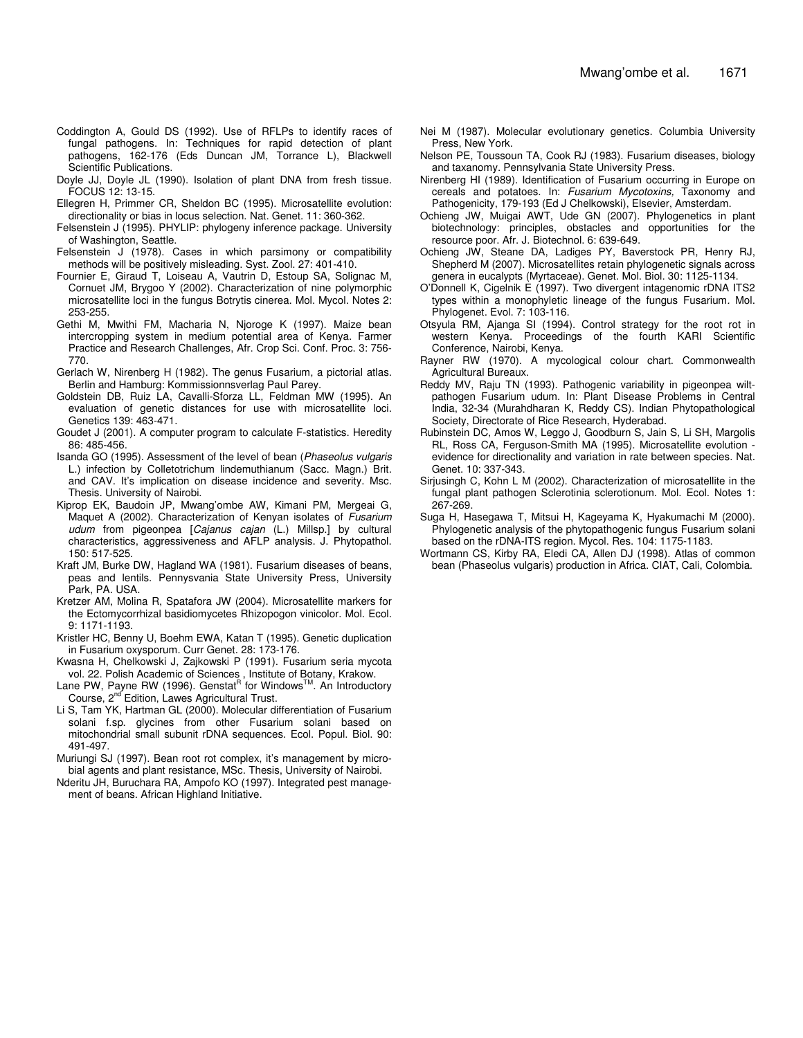Coddington A, Gould DS (1992). Use of RFLPs to identify races of fungal pathogens. In: Techniques for rapid detection of plant pathogens, 162-176 (Eds Duncan JM, Torrance L), Blackwell Scientific Publications.

Doyle JJ, Doyle JL (1990). Isolation of plant DNA from fresh tissue. FOCUS 12: 13-15.

Ellegren H, Primmer CR, Sheldon BC (1995). Microsatellite evolution: directionality or bias in locus selection. Nat. Genet. 11: 360-362.

Felsenstein J (1995). PHYLIP: phylogeny inference package. University of Washington, Seattle.

Felsenstein J (1978). Cases in which parsimony or compatibility methods will be positively misleading. Syst. Zool. 27: 401-410.

Fournier E, Giraud T, Loiseau A, Vautrin D, Estoup SA, Solignac M, Cornuet JM, Brygoo Y (2002). Characterization of nine polymorphic microsatellite loci in the fungus Botrytis cinerea. Mol. Mycol. Notes 2: 253-255.

Gethi M, Mwithi FM, Macharia N, Njoroge K (1997). Maize bean intercropping system in medium potential area of Kenya. Farmer Practice and Research Challenges, Afr. Crop Sci. Conf. Proc. 3: 756-770.

Gerlach W, Nirenberg H (1982). The genus Fusarium, a pictorial atlas. Berlin and Hamburg: Kommissionnsverlag Paul Parey.

Goldstein DB, Ruiz LA, Cavalli-Sforza LL, Feldman MW (1995). An evaluation of genetic distances for use with microsatellite loci. Genetics 139: 463-471.

Goudet J (2001). A computer program to calculate F-statistics. Heredity 86: 485-456.

Isanda GO (1995). Assessment of the level of bean (*Phaseolus vulgaris* L.) infection by Colletotrichum lindemuthianum (Sacc. Magn.) Brit. and CAV. It's implication on disease incidence and severity. Msc. Thesis. University of Nairobi.

Kiprop EK, Baudoin JP, Mwang'ombe AW, Kimani PM, Mergeai G, Maquet A (2002). Characterization of Kenyan isolates of *Fusarium udum* from pigeonpea [*Cajanus cajan* (L.) Millsp.] by cultural characteristics, aggressiveness and AFLP analysis. J. Phytopathol. 150: 517-525.

Kraft JM, Burke DW, Hagland WA (1981). Fusarium diseases of beans, peas and lentils. Pennysvania State University Press, University Park, PA. USA.

Kretzer AM, Molina R, Spatafora JW (2004). Microsatellite markers for the Ectomycorrhizal basidiomycetes Rhizopogon vinicolor. Mol. Ecol. 9: 1171-1193.

Kristler HC, Benny U, Boehm EWA, Katan T (1995). Genetic duplication in Fusarium oxysporum. Curr Genet. 28: 173-176.

Kwasna H, Chelkowski J, Zajkowski P (1991). Fusarium seria mycota vol. 22. Polish Academic of Sciences , Institute of Botany, Krakow.

Lane PW, Payne RW (1996). Genstat$^{R}$ for Windows$^{TM}$. An Introductory Course, 2$^{nd}$ Edition, Lawes Agricultural Trust.

Li S, Tam YK, Hartman GL (2000). Molecular differentiation of Fusarium solani f.sp. glycines from other Fusarium solani based on mitochondrial small subunit rDNA sequences. Ecol. Popul. Biol. 90: 491-497.

Muriungi SJ (1997). Bean root rot complex, it's management by microbial agents and plant resistance, MSc. Thesis, University of Nairobi.

Nderitu JH, Buruchara RA, Ampofo KO (1997). Integrated pest management of beans. African Highland Initiative.

Nei M (1987). Molecular evolutionary genetics. Columbia University Press, New York.

Nelson PE, Toussoun TA, Cook RJ (1983). Fusarium diseases, biology and taxanomy. Pennsylvania State University Press.

Nirenberg HI (1989). Identification of Fusarium occurring in Europe on cereals and potatoes. In: *Fusarium Mycotoxins,* Taxonomy and Pathogenicity, 179-193 (Ed J Chelkowski), Elsevier, Amsterdam.

Ochieng JW, Muigai AWT, Ude GN (2007). Phylogenetics in plant biotechnology: principles, obstacles and opportunities for the resource poor. Afr. J. Biotechnol. 6: 639-649.

Ochieng JW, Steane DA, Ladiges PY, Baverstock PR, Henry RJ, Shepherd M (2007). Microsatellites retain phylogenetic signals across genera in eucalypts (Myrtaceae). Genet. Mol. Biol. 30: 1125-1134.

O'Donnell K, Cigelnik E (1997). Two divergent intagenomic rDNA ITS2 types within a monophyletic lineage of the fungus Fusarium. Mol. Phylogenet. Evol. 7: 103-116.

Otsyula RM, Ajanga SI (1994). Control strategy for the root rot in western Kenya. Proceedings of the fourth KARI Scientific Conference, Nairobi, Kenya.

Rayner RW (1970). A mycological colour chart. Commonwealth Agricultural Bureaux.

Reddy MV, Raju TN (1993). Pathogenic variability in pigeonpea wilt-pathogen Fusarium udum. In: Plant Disease Problems in Central India, 32-34 (Murahdharan K, Reddy CS). Indian Phytopathological Society, Directorate of Rice Research, Hyderabad.

Rubinstein DC, Amos W, Leggo J, Goodburn S, Jain S, Li SH, Margolis RL, Ross CA, Ferguson-Smith MA (1995). Microsatellite evolution - evidence for directionality and variation in rate between species. Nat. Genet. 10: 337-343.

Sirjusingh C, Kohn L M (2002). Characterization of microsatellite in the fungal plant pathogen Sclerotinia sclerotionum. Mol. Ecol. Notes 1: 267-269.

Suga H, Hasegawa T, Mitsui H, Kageyama K, Hyakumachi M (2000). Phylogenetic analysis of the phytopathogenic fungus Fusarium solani based on the rDNA-ITS region. Mycol. Res. 104: 1175-1183.

Wortmann CS, Kirby RA, Eledi CA, Allen DJ (1998). Atlas of common bean (Phaseolus vulgaris) production in Africa. CIAT, Cali, Colombia.